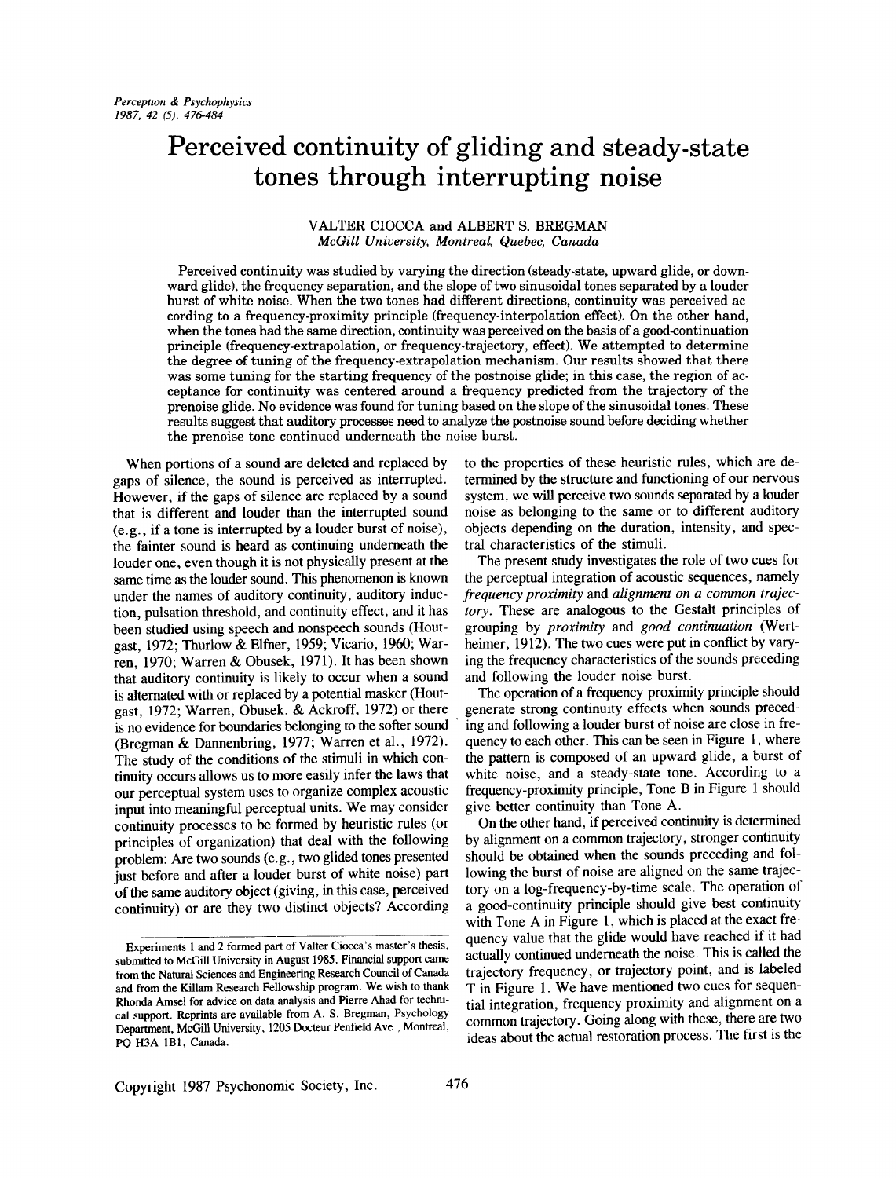# Perceived continuity of gliding and steady-state tones through interrupting noise

VALTER CIOCCA and ALBERT S. BREGMAN
*McGill University, Montreal, Quebec, Canada*

Perceived continuity was studied by varying the direction (steady-state, upward glide, or downward glide), the frequency separation, and the slope of two sinusoidal tones separated by a louder burst of white noise. When the two tones had different directions, continuity was perceived according to a frequency-proximity principle (frequency-interpolation effect). On the other hand, when the tones had the same direction, continuity was perceived on the basis of a good-continuation principle (frequency-extrapolation, or frequency-trajectory, effect). We attempted to determine the degree of tuning of the frequency-extrapolation mechanism. Our results showed that there was some tuning for the starting frequency of the postnoise glide; in this case, the region of acceptance for continuity was centered around a frequency predicted from the trajectory of the prenoise glide. No evidence was found for tuning based on the slope of the sinusoidal tones. These results suggest that auditory processes need to analyze the postnoise sound before deciding whether the prenoise tone continued underneath the noise burst.

When portions of a sound are deleted and replaced by gaps of silence, the sound is perceived as interrupted. However, if the gaps of silence are replaced by a sound that is different and louder than the interrupted sound (e.g., if a tone is interrupted by a louder burst of noise), the fainter sound is heard as continuing underneath the louder one, even though it is not physically present at the same time as the louder sound. This phenomenon is known under the names of auditory continuity, auditory induction, pulsation threshold, and continuity effect, and it has been studied using speech and nonspeech sounds (Houtgast, 1972; Thurlow & Elfner, 1959; Vicario, 1960; Warren, 1970; Warren & Obusek, 1971). It has been shown that auditory continuity is likely to occur when a sound is alternated with or replaced by a potential masker (Houtgast, 1972; Warren, Obusek, & Ackroff, 1972) or there is no evidence for boundaries belonging to the softer sound (Bregman & Dannenbring, 1977; Warren et al., 1972). The study of the conditions of the stimuli in which continuity occurs allows us to more easily infer the laws that our perceptual system uses to organize complex acoustic input into meaningful perceptual units. We may consider continuity processes to be formed by heuristic rules (or principles of organization) that deal with the following problem: Are two sounds (e.g., two glided tones presented just before and after a louder burst of white noise) part of the same auditory object (giving, in this case, perceived continuity) or are they two distinct objects? According to the properties of these heuristic rules, which are determined by the structure and functioning of our nervous system, we will perceive two sounds separated by a louder noise as belonging to the same or to different auditory objects depending on the duration, intensity, and spectral characteristics of the stimuli.

The present study investigates the role of two cues for the perceptual integration of acoustic sequences, namely *frequency proximity* and *alignment on a common trajectory*. These are analogous to the Gestalt principles of grouping by *proximity* and *good continuation* (Wertheimer, 1912). The two cues were put in conflict by varying the frequency characteristics of the sounds preceding and following the louder noise burst.

The operation of a frequency-proximity principle should generate strong continuity effects when sounds preceding and following a louder burst of noise are close in frequency to each other. This can be seen in Figure 1, where the pattern is composed of an upward glide, a burst of white noise, and a steady-state tone. According to a frequency-proximity principle, Tone B in Figure 1 should give better continuity than Tone A.

On the other hand, if perceived continuity is determined by alignment on a common trajectory, stronger continuity should be obtained when the sounds preceding and following the burst of noise are aligned on the same trajectory on a log-frequency-by-time scale. The operation of a good-continuity principle should give best continuity with Tone A in Figure 1, which is placed at the exact frequency value that the glide would have reached if it had actually continued underneath the noise. This is called the trajectory frequency, or trajectory point, and is labeled T in Figure 1. We have mentioned two cues for sequential integration, frequency proximity and alignment on a common trajectory. Going along with these, there are two ideas about the actual restoration process. The first is the

---

Experiments 1 and 2 formed part of Valter Ciocca's master's thesis, submitted to McGill University in August 1985. Financial support came from the Natural Sciences and Engineering Research Council of Canada and from the Killam Research Fellowship program. We wish to thank Rhonda Amsel for advice on data analysis and Pierre Ahad for technical support. Reprints are available from A. S. Bregman, Psychology Department, McGill University, 1205 Docteur Penfield Ave., Montreal, PQ H3A 1B1, Canada.

Copyright 1987 Psychonomic Society, Inc.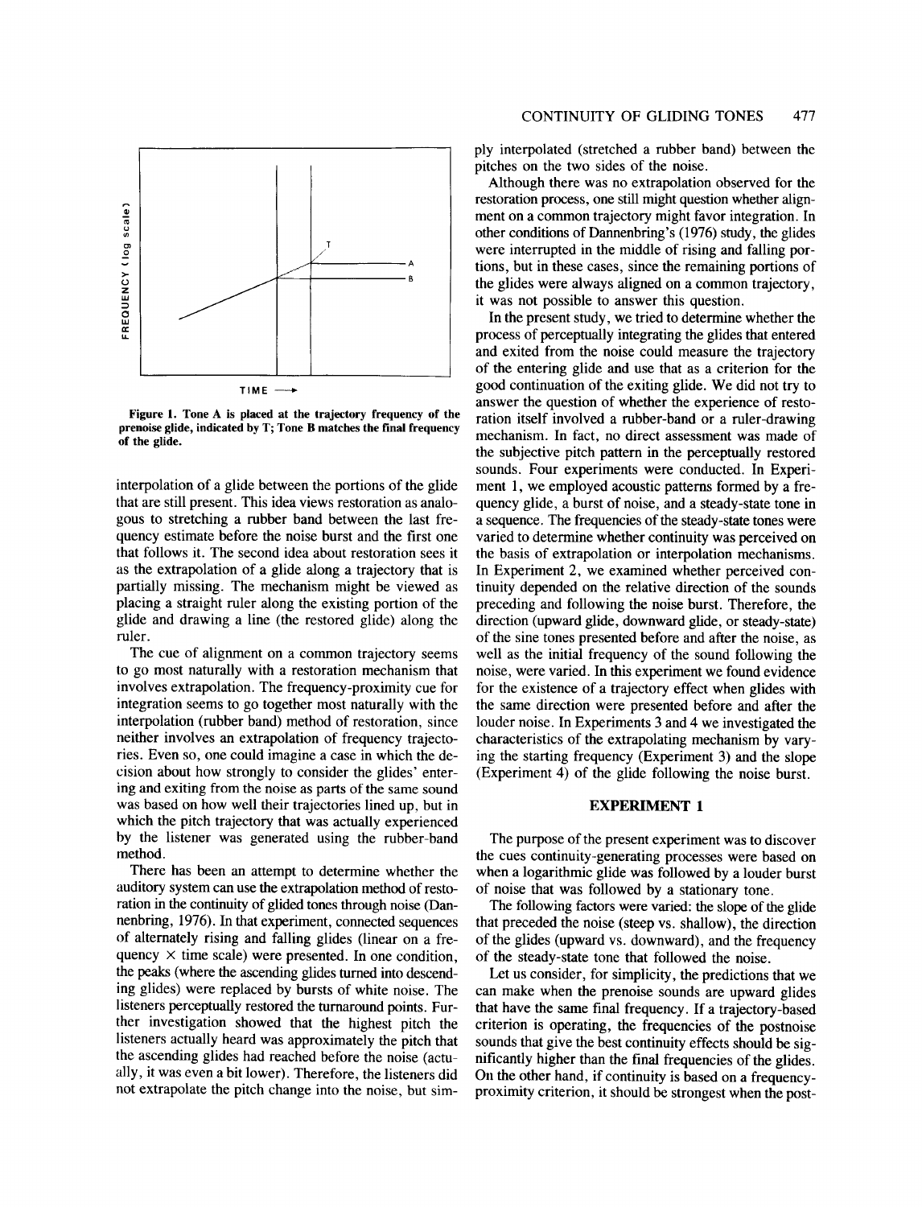Figure 1. Tone A is placed at the trajectory frequency of the prenoise glide, indicated by T; Tone B matches the final frequency of the glide.

interpolation of a glide between the portions of the glide that are still present. This idea views restoration as analogous to stretching a rubber band between the last frequency estimate before the noise burst and the first one that follows it. The second idea about restoration sees it as the extrapolation of a glide along a trajectory that is partially missing. The mechanism might be viewed as placing a straight ruler along the existing portion of the glide and drawing a line (the restored glide) along the ruler.

The cue of alignment on a common trajectory seems to go most naturally with a restoration mechanism that involves extrapolation. The frequency-proximity cue for integration seems to go together most naturally with the interpolation (rubber band) method of restoration, since neither involves an extrapolation of frequency trajectories. Even so, one could imagine a case in which the decision about how strongly to consider the glides' entering and exiting from the noise as parts of the same sound was based on how well their trajectories lined up, but in which the pitch trajectory that was actually experienced by the listener was generated using the rubber-band method.

There has been an attempt to determine whether the auditory system can use the extrapolation method of restoration in the continuity of glided tones through noise (Dannenbring, 1976). In that experiment, connected sequences of alternately rising and falling glides (linear on a frequency × time scale) were presented. In one condition, the peaks (where the ascending glides turned into descending glides) were replaced by bursts of white noise. The listeners perceptually restored the turnaround points. Further investigation showed that the highest pitch the listeners actually heard was approximately the pitch that the ascending glides had reached before the noise (actually, it was even a bit lower). Therefore, the listeners did not extrapolate the pitch change into the noise, but simply interpolated (stretched a rubber band) between the pitches on the two sides of the noise.

Although there was no extrapolation observed for the restoration process, one still might question whether alignment on a common trajectory might favor integration. In other conditions of Dannenbring's (1976) study, the glides were interrupted in the middle of rising and falling portions, but in these cases, since the remaining portions of the glides were always aligned on a common trajectory, it was not possible to answer this question.

In the present study, we tried to determine whether the process of perceptually integrating the glides that entered and exited from the noise could measure the trajectory of the entering glide and use that as a criterion for the good continuation of the exiting glide. We did not try to answer the question of whether the experience of restoration itself involved a rubber-band or a ruler-drawing mechanism. In fact, no direct assessment was made of the subjective pitch pattern in the perceptually restored sounds. Four experiments were conducted. In Experiment 1, we employed acoustic patterns formed by a frequency glide, a burst of noise, and a steady-state tone in a sequence. The frequencies of the steady-state tones were varied to determine whether continuity was perceived on the basis of extrapolation or interpolation mechanisms. In Experiment 2, we examined whether perceived continuity depended on the relative direction of the sounds preceding and following the noise burst. Therefore, the direction (upward glide, downward glide, or steady-state) of the sine tones presented before and after the noise, as well as the initial frequency of the sound following the noise, were varied. In this experiment we found evidence for the existence of a trajectory effect when glides with the same direction were presented before and after the louder noise. In Experiments 3 and 4 we investigated the characteristics of the extrapolating mechanism by varying the starting frequency (Experiment 3) and the slope (Experiment 4) of the glide following the noise burst.

## EXPERIMENT 1

The purpose of the present experiment was to discover the cues continuity-generating processes were based on when a logarithmic glide was followed by a louder burst of noise that was followed by a stationary tone.

The following factors were varied: the slope of the glide that preceded the noise (steep vs. shallow), the direction of the glides (upward vs. downward), and the frequency of the steady-state tone that followed the noise.

Let us consider, for simplicity, the predictions that we can make when the prenoise sounds are upward glides that have the same final frequency. If a trajectory-based criterion is operating, the frequencies of the postnoise sounds that give the best continuity effects should be significantly higher than the final frequencies of the glides. On the other hand, if continuity is based on a frequency-proximity criterion, it should be strongest when the post-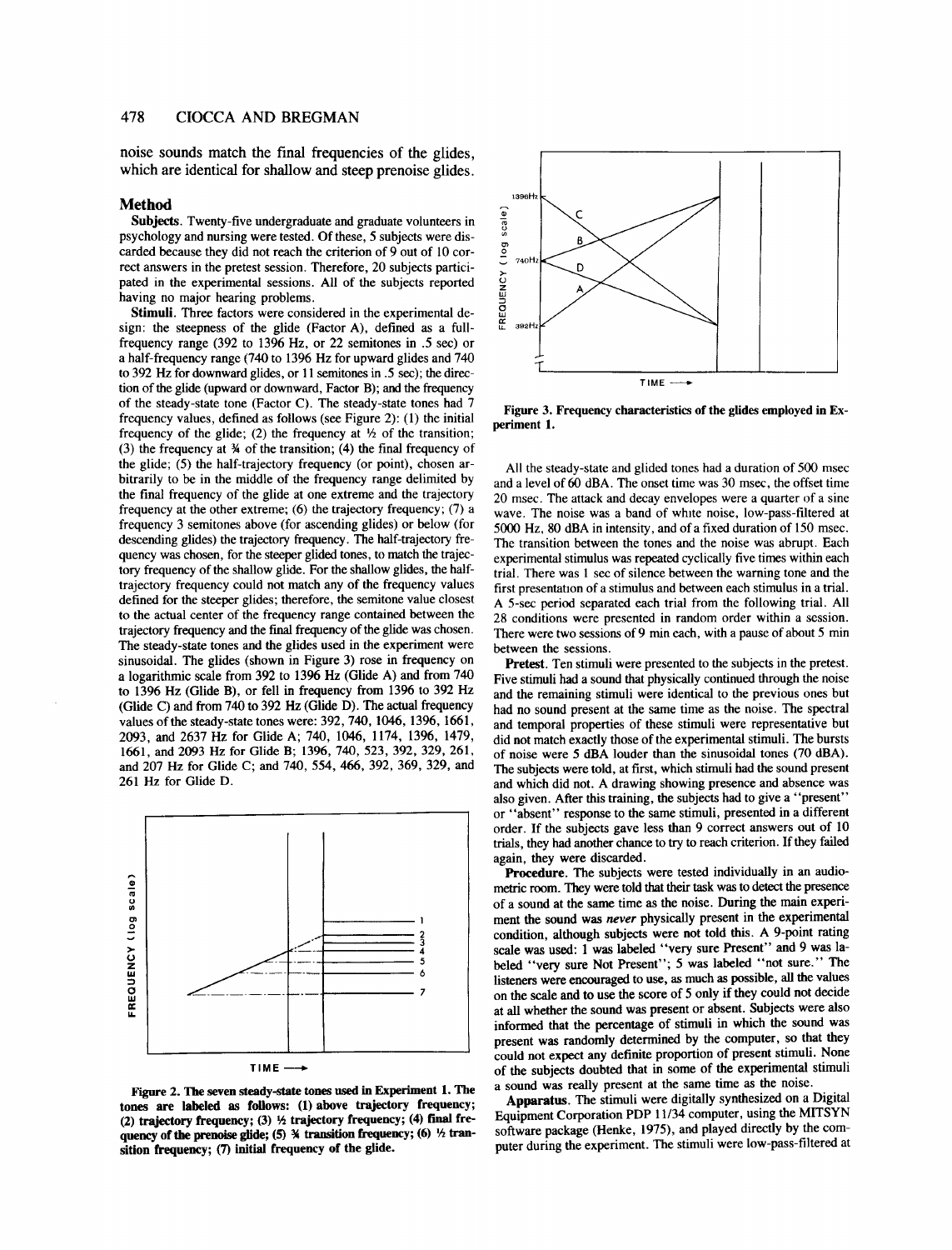noise sounds match the final frequencies of the glides, which are identical for shallow and steep prenoise glides.

## Method

**Subjects.** Twenty-five undergraduate and graduate volunteers in psychology and nursing were tested. Of these, 5 subjects were discarded because they did not reach the criterion of 9 out of 10 correct answers in the pretest session. Therefore, 20 subjects participated in the experimental sessions. All of the subjects reported having no major hearing problems.

**Stimuli.** Three factors were considered in the experimental design: the steepness of the glide (Factor A), defined as a full-frequency range (392 to 1396 Hz, or 22 semitones in .5 sec) or a half-frequency range (740 to 1396 Hz for upward glides and 740 to 392 Hz for downward glides, or 11 semitones in .5 sec); the direction of the glide (upward or downward, Factor B); and the frequency of the steady-state tone (Factor C). The steady-state tones had 7 frequency values, defined as follows (see Figure 2): (1) the initial frequency of the glide; (2) the frequency at ½ of the transition; (3) the frequency at ¾ of the transition; (4) the final frequency of the glide; (5) the half-trajectory frequency (or point), chosen arbitrarily to be in the middle of the frequency range delimited by the final frequency of the glide at one extreme and the trajectory frequency at the other extreme; (6) the trajectory frequency; (7) a frequency 3 semitones above (for ascending glides) or below (for descending glides) the trajectory frequency. The half-trajectory frequency was chosen, for the steeper glided tones, to match the trajectory frequency of the shallow glide. For the shallow glides, the half-trajectory frequency could not match any of the frequency values defined for the steeper glides; therefore, the semitone value closest to the actual center of the frequency range contained between the trajectory frequency and the final frequency of the glide was chosen. The steady-state tones and the glides used in the experiment were sinusoidal. The glides (shown in Figure 3) rose in frequency on a logarithmic scale from 392 to 1396 Hz (Glide A) and from 740 to 1396 Hz (Glide B), or fell in frequency from 1396 to 392 Hz (Glide C) and from 740 to 392 Hz (Glide D). The actual frequency values of the steady-state tones were: 392, 740, 1046, 1396, 1661, 2093, and 2637 Hz for Glide A; 740, 1046, 1174, 1396, 1479, 1661, and 2093 Hz for Glide B; 1396, 740, 523, 392, 329, 261, and 207 Hz for Glide C; and 740, 554, 466, 392, 369, 329, and 261 Hz for Glide D.

Figure 2. The seven steady-state tones used in Experiment 1. The tones are labeled as follows: (1) above trajectory frequency; (2) trajectory frequency; (3) ½ trajectory frequency; (4) final frequency of the prenoise glide; (5) ¾ transition frequency; (6) ½ transition frequency; (7) initial frequency of the glide.

Figure 3. Frequency characteristics of the glides employed in Experiment 1.

All the steady-state and glided tones had a duration of 500 msec and a level of 60 dBA. The onset time was 30 msec, the offset time 20 msec. The attack and decay envelopes were a quarter of a sine wave. The noise was a band of white noise, low-pass-filtered at 5000 Hz, 80 dBA in intensity, and of a fixed duration of 150 msec. The transition between the tones and the noise was abrupt. Each experimental stimulus was repeated cyclically five times within each trial. There was 1 sec of silence between the warning tone and the first presentation of a stimulus and between each stimulus in a trial. A 5-sec period separated each trial from the following trial. All 28 conditions were presented in random order within a session. There were two sessions of 9 min each, with a pause of about 5 min between the sessions.

**Pretest.** Ten stimuli were presented to the subjects in the pretest. Five stimuli had a sound that physically continued through the noise and the remaining stimuli were identical to the previous ones but had no sound present at the same time as the noise. The spectral and temporal properties of these stimuli were representative but did not match exactly those of the experimental stimuli. The bursts of noise were 5 dBA louder than the sinusoidal tones (70 dBA). The subjects were told, at first, which stimuli had the sound present and which did not. A drawing showing presence and absence was also given. After this training, the subjects had to give a "present" or "absent" response to the same stimuli, presented in a different order. If the subjects gave less than 9 correct answers out of 10 trials, they had another chance to try to reach criterion. If they failed again, they were discarded.

**Procedure.** The subjects were tested individually in an audiometric room. They were told that their task was to detect the presence of a sound at the same time as the noise. During the main experiment the sound was *never* physically present in the experimental condition, although subjects were not told this. A 9-point rating scale was used: 1 was labeled "very sure Present" and 9 was labeled "very sure Not Present"; 5 was labeled "not sure." The listeners were encouraged to use, as much as possible, all the values on the scale and to use the score of 5 only if they could not decide at all whether the sound was present or absent. Subjects were also informed that the percentage of stimuli in which the sound was present was randomly determined by the computer, so that they could not expect any definite proportion of present stimuli. None of the subjects doubted that in some of the experimental stimuli a sound was really present at the same time as the noise.

**Apparatus.** The stimuli were digitally synthesized on a Digital Equipment Corporation PDP 11/34 computer, using the MITSYN software package (Henke, 1975), and played directly by the computer during the experiment. The stimuli were low-pass-filtered at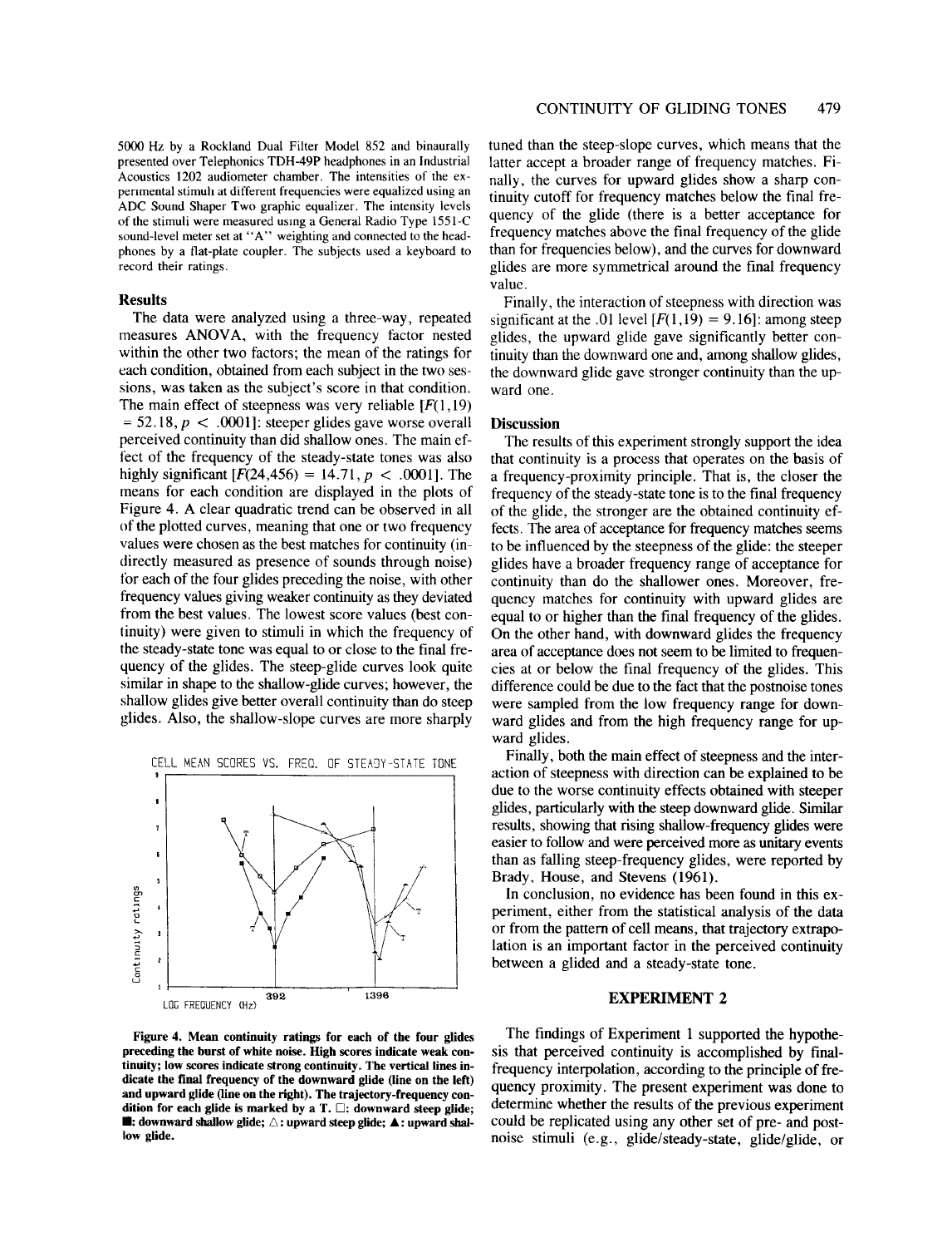5000 Hz by a Rockland Dual Filter Model 852 and binaurally presented over Telephonics TDH-49P headphones in an Industrial Acoustics 1202 audiometer chamber. The intensities of the experimental stimuli at different frequencies were equalized using an ADC Sound Shaper Two graphic equalizer. The intensity levels of the stimuli were measured using a General Radio Type 1551-C sound-level meter set at "A" weighting and connected to the headphones by a flat-plate coupler. The subjects used a keyboard to record their ratings.

### Results

The data were analyzed using a three-way, repeated measures ANOVA, with the frequency factor nested within the other two factors; the mean of the ratings for each condition, obtained from each subject in the two sessions, was taken as the subject's score in that condition. The main effect of steepness was very reliable [$F(1,19) = 52.18, p < .0001$]: steeper glides gave worse overall perceived continuity than did shallow ones. The main effect of the frequency of the steady-state tones was also highly significant [$F(24,456) = 14.71, p < .0001$]. The means for each condition are displayed in the plots of Figure 4. A clear quadratic trend can be observed in all of the plotted curves, meaning that one or two frequency values were chosen as the best matches for continuity (indirectly measured as presence of sounds through noise) for each of the four glides preceding the noise, with other frequency values giving weaker continuity as they deviated from the best values. The lowest score values (best continuity) were given to stimuli in which the frequency of the steady-state tone was equal to or close to the final frequency of the glides. The steep-glide curves look quite similar in shape to the shallow-glide curves; however, the shallow glides give better overall continuity than do steep glides. Also, the shallow-slope curves are more sharply tuned than the steep-slope curves, which means that the latter accept a broader range of frequency matches. Finally, the curves for upward glides show a sharp continuity cutoff for frequency matches below the final frequency of the glide (there is a better acceptance for frequency matches above the final frequency of the glide than for frequencies below), and the curves for downward glides are more symmetrical around the final frequency value.

Finally, the interaction of steepness with direction was significant at the .01 level [$F(1,19) = 9.16$]: among steep glides, the upward glide gave significantly better continuity than the downward one and, among shallow glides, the downward glide gave stronger continuity than the upward one.

CELL MEAN SCORES VS. FREQ. OF STEADY-STATE TONE

**Figure 4. Mean continuity ratings for each of the four glides preceding the burst of white noise. High scores indicate weak continuity; low scores indicate strong continuity. The vertical lines indicate the final frequency of the downward glide (line on the left) and upward glide (line on the right). The trajectory-frequency condition for each glide is marked by a T. □: downward steep glide; ■: downward shallow glide; △: upward steep glide; ▲: upward shallow glide.**

### Discussion

The results of this experiment strongly support the idea that continuity is a process that operates on the basis of a frequency-proximity principle. That is, the closer the frequency of the steady-state tone is to the final frequency of the glide, the stronger are the obtained continuity effects. The area of acceptance for frequency matches seems to be influenced by the steepness of the glide: the steeper glides have a broader frequency range of acceptance for continuity than do the shallower ones. Moreover, frequency matches for continuity with upward glides are equal to or higher than the final frequency of the glides. On the other hand, with downward glides the frequency area of acceptance does not seem to be limited to frequencies at or below the final frequency of the glides. This difference could be due to the fact that the postnoise tones were sampled from the low frequency range for downward glides and from the high frequency range for upward glides.

Finally, both the main effect of steepness and the interaction of steepness with direction can be explained to be due to the worse continuity effects obtained with steeper glides, particularly with the steep downward glide. Similar results, showing that rising shallow-frequency glides were easier to follow and were perceived more as unitary events than as falling steep-frequency glides, were reported by Brady, House, and Stevens (1961).

In conclusion, no evidence has been found in this experiment, either from the statistical analysis of the data or from the pattern of cell means, that trajectory extrapolation is an important factor in the perceived continuity between a glided and a steady-state tone.

## EXPERIMENT 2

The findings of Experiment 1 supported the hypothesis that perceived continuity is accomplished by final-frequency interpolation, according to the principle of frequency proximity. The present experiment was done to determine whether the results of the previous experiment could be replicated using any other set of pre- and post-noise stimuli (e.g., glide/steady-state, glide/glide, or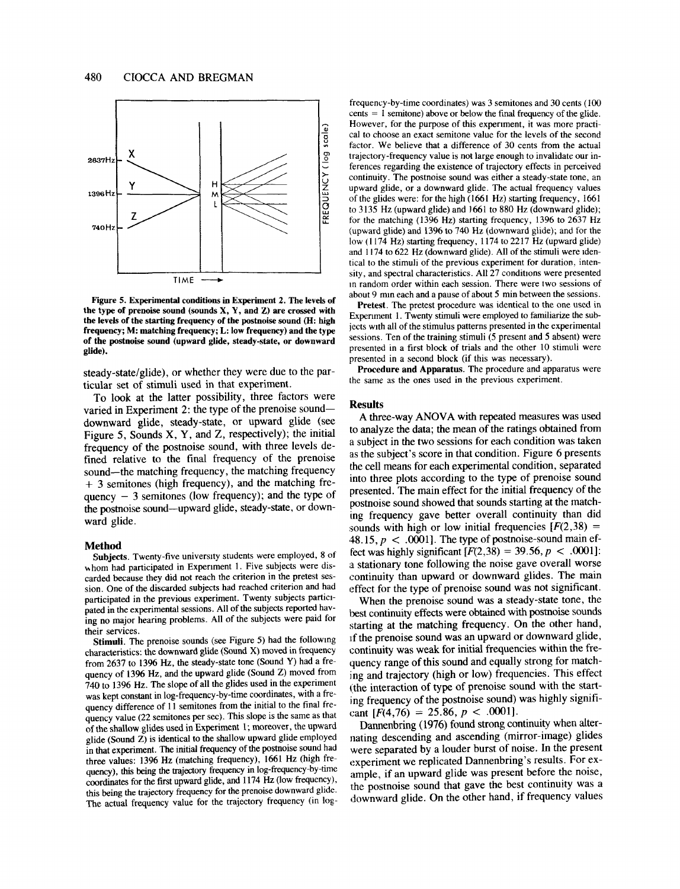Figure 5. Experimental conditions in Experiment 2. The levels of the type of prenoise sound (sounds X, Y, and Z) are crossed with the levels of the starting frequency of the postnoise sound (H: high frequency; M: matching frequency; L: low frequency) and the type of the postnoise sound (upward glide, steady-state, or downward glide).

steady-state/glide), or whether they were due to the particular set of stimuli used in that experiment.

To look at the latter possibility, three factors were varied in Experiment 2: the type of the prenoise sound—downward glide, steady-state, or upward glide (see Figure 5, Sounds X, Y, and Z, respectively); the initial frequency of the postnoise sound, with three levels defined relative to the final frequency of the prenoise sound—the matching frequency, the matching frequency + 3 semitones (high frequency), and the matching frequency − 3 semitones (low frequency); and the type of the postnoise sound—upward glide, steady-state, or downward glide.

## Method

**Subjects.** Twenty-five university students were employed, 8 of whom had participated in Experiment 1. Five subjects were discarded because they did not reach the criterion in the pretest session. One of the discarded subjects had reached criterion and had participated in the previous experiment. Twenty subjects participated in the experimental sessions. All of the subjects reported having no major hearing problems. All of the subjects were paid for their services.

**Stimuli.** The prenoise sounds (see Figure 5) had the following characteristics: the downward glide (Sound X) moved in frequency from 2637 to 1396 Hz, the steady-state tone (Sound Y) had a frequency of 1396 Hz, and the upward glide (Sound Z) moved from 740 to 1396 Hz. The slope of all the glides used in the experiment was kept constant in log-frequency-by-time coordinates, with a frequency difference of 11 semitones from the initial to the final frequency value (22 semitones per sec). This slope is the same as that of the shallow glides used in Experiment 1; moreover, the upward glide (Sound Z) is identical to the shallow upward glide employed in that experiment. The initial frequency of the postnoise sound had three values: 1396 Hz (matching frequency), 1661 Hz (high frequency), this being the trajectory frequency in log-frequency-by-time coordinates for the first upward glide, and 1174 Hz (low frequency), this being the trajectory frequency for the prenoise downward glide. The actual frequency value for the trajectory frequency (in log-frequency-by-time coordinates) was 3 semitones and 30 cents (100 cents = 1 semitone) above or below the final frequency of the glide. However, for the purpose of this experiment, it was more practical to choose an exact semitone value for the levels of the second factor. We believe that a difference of 30 cents from the actual trajectory-frequency value is not large enough to invalidate our inferences regarding the existence of trajectory effects in perceived continuity. The postnoise sound was either a steady-state tone, an upward glide, or a downward glide. The actual frequency values of the glides were: for the high (1661 Hz) starting frequency, 1661 to 3135 Hz (upward glide) and 1661 to 880 Hz (downward glide); for the matching (1396 Hz) starting frequency, 1396 to 2637 Hz (upward glide) and 1396 to 740 Hz (downward glide); and for the low (1174 Hz) starting frequency, 1174 to 2217 Hz (upward glide) and 1174 to 622 Hz (downward glide). All of the stimuli were identical to the stimuli of the previous experiment for duration, intensity, and spectral characteristics. All 27 conditions were presented in random order within each session. There were two sessions of about 9 min each and a pause of about 5 min between the sessions.

**Pretest.** The pretest procedure was identical to the one used in Experiment 1. Twenty stimuli were employed to familiarize the subjects with all of the stimulus patterns presented in the experimental sessions. Ten of the training stimuli (5 present and 5 absent) were presented in a first block of trials and the other 10 stimuli were presented in a second block (if this was necessary).

**Procedure and Apparatus.** The procedure and apparatus were the same as the ones used in the previous experiment.

## Results

A three-way ANOVA with repeated measures was used to analyze the data; the mean of the ratings obtained from a subject in the two sessions for each condition was taken as the subject's score in that condition. Figure 6 presents the cell means for each experimental condition, separated into three plots according to the type of prenoise sound presented. The main effect for the initial frequency of the postnoise sound showed that sounds starting at the matching frequency gave better overall continuity than did sounds with high or low initial frequencies [$F(2,38) = 48.15, p < .0001$]. The type of postnoise-sound main effect was highly significant [$F(2,38) = 39.56, p < .0001$]: a stationary tone following the noise gave overall worse continuity than upward or downward glides. The main effect for the type of prenoise sound was not significant.

When the prenoise sound was a steady-state tone, the best continuity effects were obtained with postnoise sounds starting at the matching frequency. On the other hand, if the prenoise sound was an upward or downward glide, continuity was weak for initial frequencies within the frequency range of this sound and equally strong for matching and trajectory (high or low) frequencies. This effect (the interaction of type of prenoise sound with the starting frequency of the postnoise sound) was highly significant [$F(4,76) = 25.86, p < .0001$].

Dannenbring (1976) found strong continuity when alternating descending and ascending (mirror-image) glides were separated by a louder burst of noise. In the present experiment we replicated Dannenbring's results. For example, if an upward glide was present before the noise, the postnoise sound that gave the best continuity was a downward glide. On the other hand, if frequency values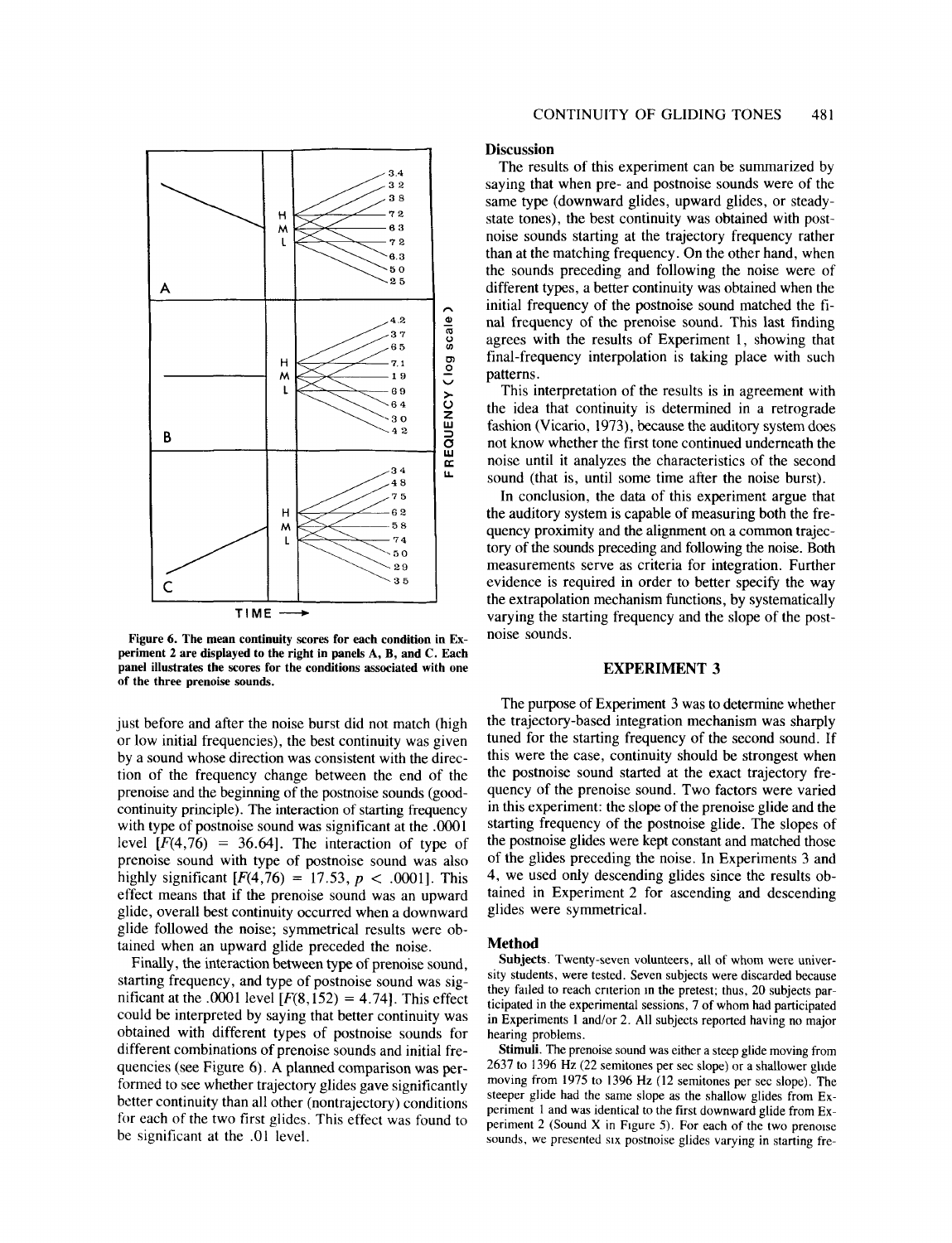Figure 6. The mean continuity scores for each condition in Experiment 2 are displayed to the right in panels A, B, and C. Each panel illustrates the scores for the conditions associated with one of the three prenoise sounds.

just before and after the noise burst did not match (high or low initial frequencies), the best continuity was given by a sound whose direction was consistent with the direction of the frequency change between the end of the prenoise and the beginning of the postnoise sounds (good-continuity principle). The interaction of starting frequency with type of postnoise sound was significant at the .0001 level [$F(4,76) = 36.64$]. The interaction of type of prenoise sound with type of postnoise sound was also highly significant [$F(4,76) = 17.53$, $p < .0001$]. This effect means that if the prenoise sound was an upward glide, overall best continuity occurred when a downward glide followed the noise; symmetrical results were obtained when an upward glide preceded the noise.

Finally, the interaction between type of prenoise sound, starting frequency, and type of postnoise sound was significant at the .0001 level [$F(8,152) = 4.74$]. This effect could be interpreted by saying that better continuity was obtained with different types of postnoise sounds for different combinations of prenoise sounds and initial frequencies (see Figure 6). A planned comparison was performed to see whether trajectory glides gave significantly better continuity than all other (nontrajectory) conditions for each of the two first glides. This effect was found to be significant at the .01 level.

### Discussion

The results of this experiment can be summarized by saying that when pre- and postnoise sounds were of the same type (downward glides, upward glides, or steady-state tones), the best continuity was obtained with postnoise sounds starting at the trajectory frequency rather than at the matching frequency. On the other hand, when the sounds preceding and following the noise were of different types, a better continuity was obtained when the initial frequency of the postnoise sound matched the final frequency of the prenoise sound. This last finding agrees with the results of Experiment 1, showing that final-frequency interpolation is taking place with such patterns.

This interpretation of the results is in agreement with the idea that continuity is determined in a retrograde fashion (Vicario, 1973), because the auditory system does not know whether the first tone continued underneath the noise until it analyzes the characteristics of the second sound (that is, until some time after the noise burst).

In conclusion, the data of this experiment argue that the auditory system is capable of measuring both the frequency proximity and the alignment on a common trajectory of the sounds preceding and following the noise. Both measurements serve as criteria for integration. Further evidence is required in order to better specify the way the extrapolation mechanism functions, by systematically varying the starting frequency and the slope of the postnoise sounds.

## EXPERIMENT 3

The purpose of Experiment 3 was to determine whether the trajectory-based integration mechanism was sharply tuned for the starting frequency of the second sound. If this were the case, continuity should be strongest when the postnoise sound started at the exact trajectory frequency of the prenoise sound. Two factors were varied in this experiment: the slope of the prenoise glide and the starting frequency of the postnoise glide. The slopes of the postnoise glides were kept constant and matched those of the glides preceding the noise. In Experiments 3 and 4, we used only descending glides since the results obtained in Experiment 2 for ascending and descending glides were symmetrical.

### Method

**Subjects.** Twenty-seven volunteers, all of whom were university students, were tested. Seven subjects were discarded because they failed to reach criterion in the pretest; thus, 20 subjects participated in the experimental sessions, 7 of whom had participated in Experiments 1 and/or 2. All subjects reported having no major hearing problems.

**Stimuli.** The prenoise sound was either a steep glide moving from 2637 to 1396 Hz (22 semitones per sec slope) or a shallower glide moving from 1975 to 1396 Hz (12 semitones per sec slope). The steeper glide had the same slope as the shallow glides from Experiment 1 and was identical to the first downward glide from Experiment 2 (Sound X in Figure 5). For each of the two prenoise sounds, we presented six postnoise glides varying in starting fre-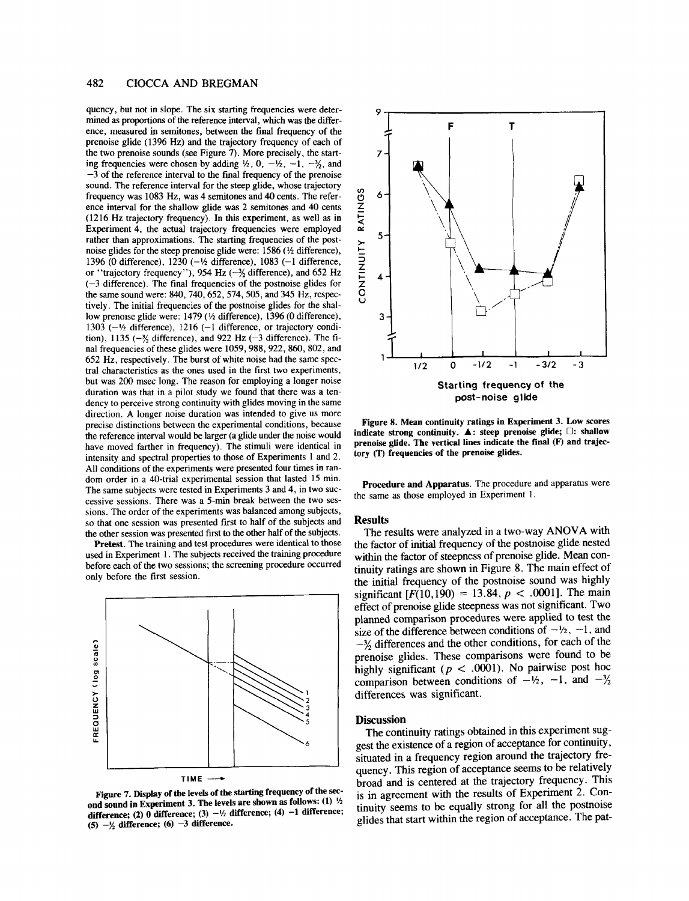quency, but not in slope. The six starting frequencies were determined as proportions of the reference interval, which was the difference, measured in semitones, between the final frequency of the prenoise glide (1396 Hz) and the trajectory frequency of each of the two prenoise sounds (see Figure 7). More precisely, the starting frequencies were chosen by adding ½, 0, −½, −1, −3/2, and −3 of the reference interval to the final frequency of the prenoise sound. The reference interval for the steep glide, whose trajectory frequency was 1083 Hz, was 4 semitones and 40 cents. The reference interval for the shallow glide was 2 semitones and 40 cents (1216 Hz trajectory frequency). In this experiment, as well as in Experiment 4, the actual trajectory frequencies were employed rather than approximations. The starting frequencies of the postnoise glides for the steep prenoise glide were: 1586 (½ difference), 1396 (0 difference), 1230 (−½ difference), 1083 (−1 difference, or "trajectory frequency"), 954 Hz (−3/2 difference), and 652 Hz (−3 difference). The final frequencies of the postnoise glides for the same sound were: 840, 740, 652, 574, 505, and 345 Hz, respectively. The initial frequencies of the postnoise glides for the shallow prenoise glide were: 1479 (½ difference), 1396 (0 difference), 1303 (−½ difference), 1216 (−1 difference, or trajectory condition), 1135 (−3/2 difference), and 922 Hz (−3 difference). The final frequencies of these glides were 1059, 988, 922, 860, 802, and 652 Hz, respectively. The burst of white noise had the same spectral characteristics as the ones used in the first two experiments, but was 200 msec long. The reason for employing a longer noise duration was that in a pilot study we found that there was a tendency to perceive strong continuity with glides moving in the same direction. A longer noise duration was intended to give us more precise distinctions between the experimental conditions, because the reference interval would be larger (a glide under the noise would have moved farther in frequency). The stimuli were identical in intensity and spectral properties to those of Experiments 1 and 2. All conditions of the experiments were presented four times in random order in a 40-trial experimental session that lasted 15 min. The same subjects were tested in Experiments 3 and 4, in two successive sessions. There was a 5-min break between the two sessions. The order of the experiments was balanced among subjects, so that one session was presented first to half of the subjects and the other session was presented first to the other half of the subjects.

**Pretest.** The training and test procedures were identical to those used in Experiment 1. The subjects received the training procedure before each of the two sessions; the screening procedure occurred only before the first session.

**Figure 7. Display of the levels of the starting frequency of the second sound in Experiment 3. The levels are shown as follows: (1) ½ difference; (2) 0 difference; (3) −½ difference; (4) −1 difference; (5) −3/2 difference; (6) −3 difference.**

**Figure 8. Mean continuity ratings in Experiment 3. Low scores indicate strong continuity. ▲: steep prenoise glide; □: shallow prenoise glide. The vertical lines indicate the final (F) and trajectory (T) frequencies of the prenoise glides.**

**Procedure and Apparatus.** The procedure and apparatus were the same as those employed in Experiment 1.

## Results

The results were analyzed in a two-way ANOVA with the factor of initial frequency of the postnoise glide nested within the factor of steepness of prenoise glide. Mean continuity ratings are shown in Figure 8. The main effect of the initial frequency of the postnoise sound was highly significant [$F(10,190) = 13.84$, $p < .0001$]. The main effect of prenoise glide steepness was not significant. Two planned comparison procedures were applied to test the size of the difference between conditions of −½, −1, and −3/2 differences and the other conditions, for each of the prenoise glides. These comparisons were found to be highly significant ($p < .0001$). No pairwise post hoc comparison between conditions of −½, −1, and −3/2 differences was significant.

## Discussion

The continuity ratings obtained in this experiment suggest the existence of a region of acceptance for continuity, situated in a frequency region around the trajectory frequency. This region of acceptance seems to be relatively broad and is centered at the trajectory frequency. This is in agreement with the results of Experiment 2. Continuity seems to be equally strong for all the postnoise glides that start within the region of acceptance. The pat-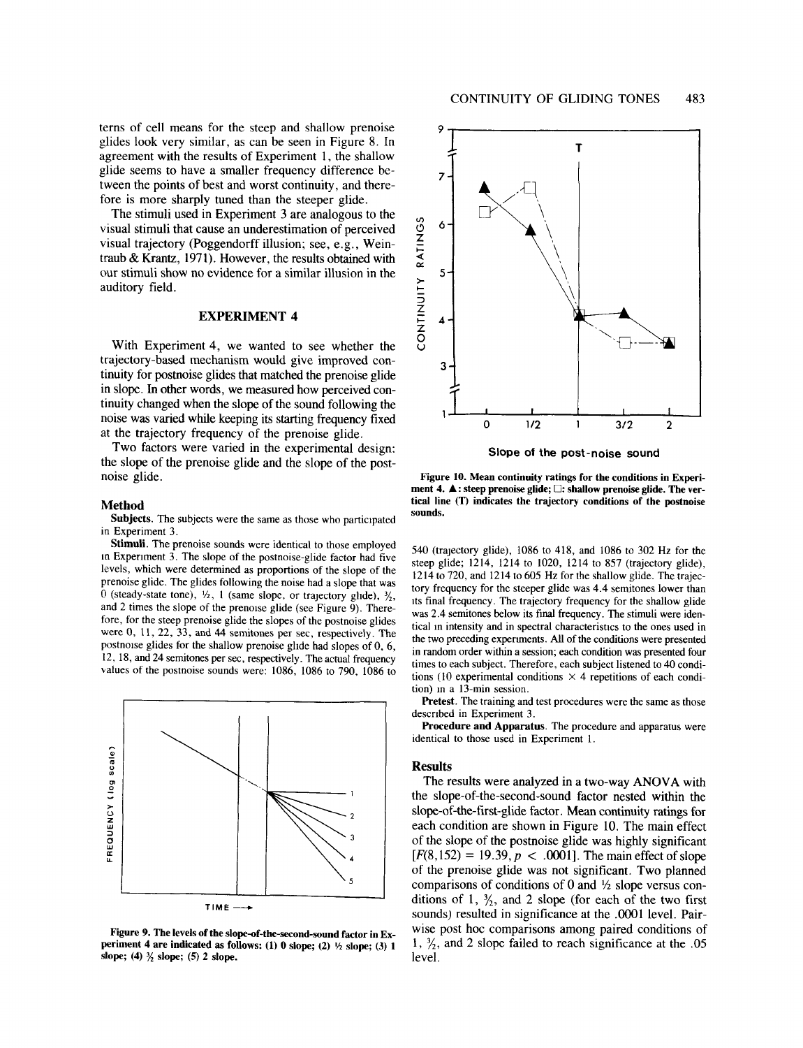terns of cell means for the steep and shallow prenoise glides look very similar, as can be seen in Figure 8. In agreement with the results of Experiment 1, the shallow glide seems to have a smaller frequency difference between the points of best and worst continuity, and therefore is more sharply tuned than the steeper glide.

The stimuli used in Experiment 3 are analogous to the visual stimuli that cause an underestimation of perceived visual trajectory (Poggendorff illusion; see, e.g., Weintraub & Krantz, 1971). However, the results obtained with our stimuli show no evidence for a similar illusion in the auditory field.

## EXPERIMENT 4

With Experiment 4, we wanted to see whether the trajectory-based mechanism would give improved continuity for postnoise glides that matched the prenoise glide in slope. In other words, we measured how perceived continuity changed when the slope of the sound following the noise was varied while keeping its starting frequency fixed at the trajectory frequency of the prenoise glide.

Two factors were varied in the experimental design: the slope of the prenoise glide and the slope of the postnoise glide.

### Method

**Subjects.** The subjects were the same as those who participated in Experiment 3.

**Stimuli.** The prenoise sounds were identical to those employed in Experiment 3. The slope of the postnoise-glide factor had five levels, which were determined as proportions of the slope of the prenoise glide. The glides following the noise had a slope that was 0 (steady-state tone), ½, 1 (same slope, or trajectory glide), 3/2, and 2 times the slope of the prenoise glide (see Figure 9). Therefore, for the steep prenoise glide the slopes of the postnoise glides were 0, 11, 22, 33, and 44 semitones per sec, respectively. The postnoise glides for the shallow prenoise glide had slopes of 0, 6, 12, 18, and 24 semitones per sec, respectively. The actual frequency values of the postnoise sounds were: 1086, 1086 to 790, 1086 to 540 (trajectory glide), 1086 to 418, and 1086 to 302 Hz for the steep glide; 1214, 1214 to 1020, 1214 to 857 (trajectory glide), 1214 to 720, and 1214 to 605 Hz for the shallow glide. The trajectory frequency for the steeper glide was 4.4 semitones lower than its final frequency. The trajectory frequency for the shallow glide was 2.4 semitones below its final frequency. The stimuli were identical in intensity and in spectral characteristics to the ones used in the two preceding experiments. All of the conditions were presented in random order within a session; each condition was presented four times to each subject. Therefore, each subject listened to 40 conditions (10 experimental conditions × 4 repetitions of each condition) in a 13-min session.

Figure 9. The levels of the slope-of-the-second-sound factor in Experiment 4 are indicated as follows: (1) 0 slope; (2) ½ slope; (3) 1 slope; (4) 3/2 slope; (5) 2 slope.

Figure 10. Mean continuity ratings for the conditions in Experiment 4. ▲: steep prenoise glide; □: shallow prenoise glide. The vertical line (T) indicates the trajectory conditions of the postnoise sounds.

**Pretest.** The training and test procedures were the same as those described in Experiment 3.

**Procedure and Apparatus.** The procedure and apparatus were identical to those used in Experiment 1.

### Results

The results were analyzed in a two-way ANOVA with the slope-of-the-second-sound factor nested within the slope-of-the-first-glide factor. Mean continuity ratings for each condition are shown in Figure 10. The main effect of the slope of the postnoise glide was highly significant [$F(8,152) = 19.39, p < .0001$]. The main effect of slope of the prenoise glide was not significant. Two planned comparisons of conditions of 0 and ½ slope versus conditions of 1, 3/2, and 2 slope (for each of the two first sounds) resulted in significance at the .0001 level. Pairwise post hoc comparisons among paired conditions of 1, 3/2, and 2 slope failed to reach significance at the .05 level.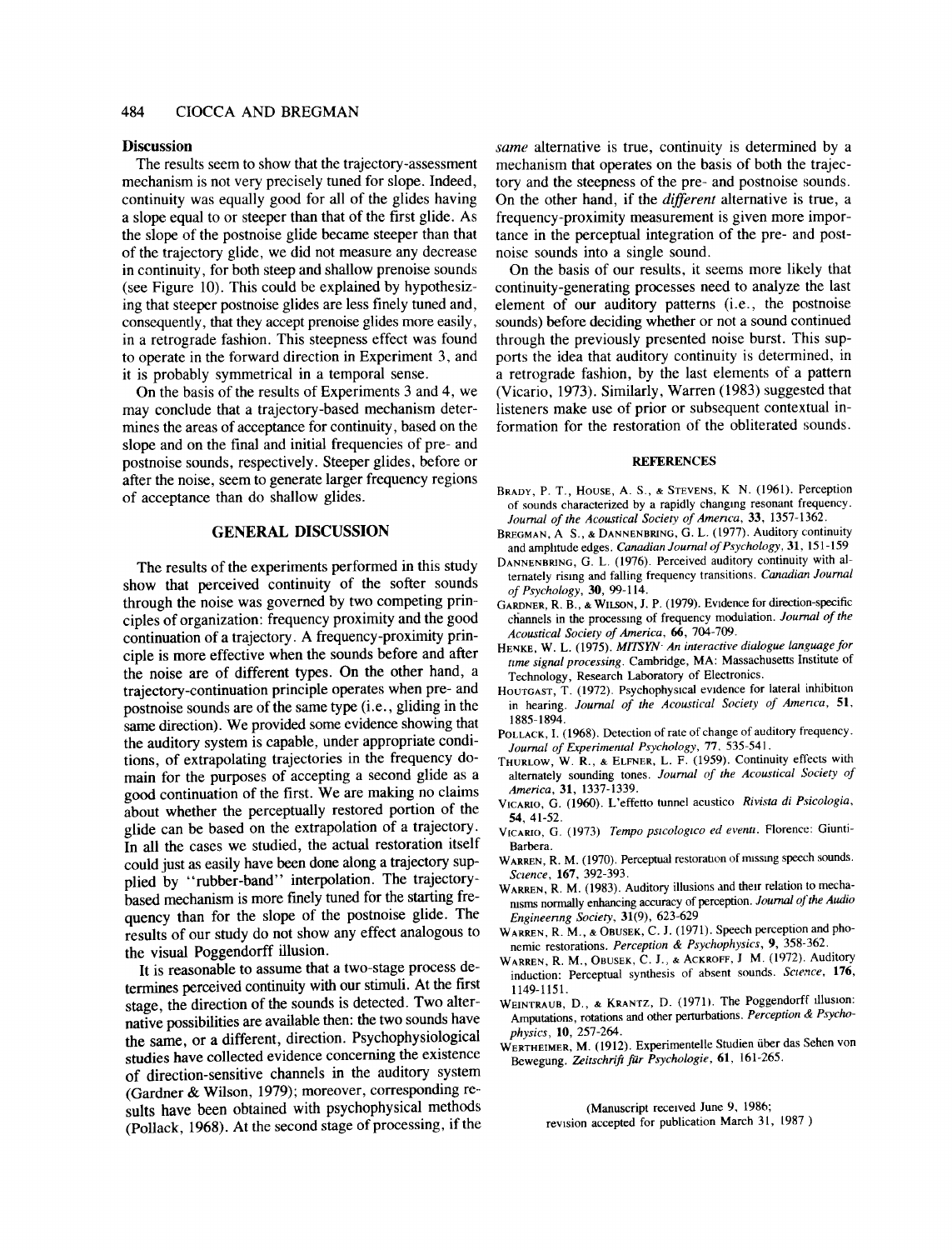### Discussion

The results seem to show that the trajectory-assessment mechanism is not very precisely tuned for slope. Indeed, continuity was equally good for all of the glides having a slope equal to or steeper than that of the first glide. As the slope of the postnoise glide became steeper than that of the trajectory glide, we did not measure any decrease in continuity, for both steep and shallow prenoise sounds (see Figure 10). This could be explained by hypothesizing that steeper postnoise glides are less finely tuned and, consequently, that they accept prenoise glides more easily, in a retrograde fashion. This steepness effect was found to operate in the forward direction in Experiment 3, and it is probably symmetrical in a temporal sense.

On the basis of the results of Experiments 3 and 4, we may conclude that a trajectory-based mechanism determines the areas of acceptance for continuity, based on the slope and on the final and initial frequencies of pre- and postnoise sounds, respectively. Steeper glides, before or after the noise, seem to generate larger frequency regions of acceptance than do shallow glides.

## GENERAL DISCUSSION

The results of the experiments performed in this study show that perceived continuity of the softer sounds through the noise was governed by two competing principles of organization: frequency proximity and the good continuation of a trajectory. A frequency-proximity principle is more effective when the sounds before and after the noise are of different types. On the other hand, a trajectory-continuation principle operates when pre- and postnoise sounds are of the same type (i.e., gliding in the same direction). We provided some evidence showing that the auditory system is capable, under appropriate conditions, of extrapolating trajectories in the frequency domain for the purposes of accepting a second glide as a good continuation of the first. We are making no claims about whether the perceptually restored portion of the glide can be based on the extrapolation of a trajectory. In all the cases we studied, the actual restoration itself could just as easily have been done along a trajectory supplied by "rubber-band" interpolation. The trajectory-based mechanism is more finely tuned for the starting frequency than for the slope of the postnoise glide. The results of our study do not show any effect analogous to the visual Poggendorff illusion.

It is reasonable to assume that a two-stage process determines perceived continuity with our stimuli. At the first stage, the direction of the sounds is detected. Two alternative possibilities are available then: the two sounds have the same, or a different, direction. Psychophysiological studies have collected evidence concerning the existence of direction-sensitive channels in the auditory system (Gardner & Wilson, 1979); moreover, corresponding results have been obtained with psychophysical methods (Pollack, 1968). At the second stage of processing, if the *same* alternative is true, continuity is determined by a mechanism that operates on the basis of both the trajectory and the steepness of the pre- and postnoise sounds. On the other hand, if the *different* alternative is true, a frequency-proximity measurement is given more importance in the perceptual integration of the pre- and postnoise sounds into a single sound.

On the basis of our results, it seems more likely that continuity-generating processes need to analyze the last element of our auditory patterns (i.e., the postnoise sounds) before deciding whether or not a sound continued through the previously presented noise burst. This supports the idea that auditory continuity is determined, in a retrograde fashion, by the last elements of a pattern (Vicario, 1973). Similarly, Warren (1983) suggested that listeners make use of prior or subsequent contextual information for the restoration of the obliterated sounds.

### REFERENCES

Brady, P. T., House, A. S., & Stevens, K. N. (1961). Perception of sounds characterized by a rapidly changing resonant frequency. *Journal of the Acoustical Society of America*, **33**, 1357-1362.

Bregman, A. S., & Dannenbring, G. L. (1977). Auditory continuity and amplitude edges. *Canadian Journal of Psychology*, **31**, 151-159.

Dannenbring, G. L. (1976). Perceived auditory continuity with alternately rising and falling frequency transitions. *Canadian Journal of Psychology*, **30**, 99-114.

Gardner, R. B., & Wilson, J. P. (1979). Evidence for direction-specific channels in the processing of frequency modulation. *Journal of the Acoustical Society of America*, **66**, 704-709.

Henke, W. L. (1975). *MITSYN: An interactive dialogue language for time signal processing*. Cambridge, MA: Massachusetts Institute of Technology, Research Laboratory of Electronics.

Houtgast, T. (1972). Psychophysical evidence for lateral inhibition in hearing. *Journal of the Acoustical Society of America*, **51**, 1885-1894.

Pollack, I. (1968). Detection of rate of change of auditory frequency. *Journal of Experimental Psychology*, **77**, 535-541.

Thurlow, W. R., & Elfner, L. F. (1959). Continuity effects with alternately sounding tones. *Journal of the Acoustical Society of America*, **31**, 1337-1339.

Vicario, G. (1960). L'effetto tunnel acustico. *Rivista di Psicologia*, **54**, 41-52.

Vicario, G. (1973). *Tempo psicologico ed eventi*. Florence: Giunti-Barbera.

Warren, R. M. (1970). Perceptual restoration of missing speech sounds. *Science*, **167**, 392-393.

Warren, R. M. (1983). Auditory illusions and their relation to mechanisms normally enhancing accuracy of perception. *Journal of the Audio Engineering Society*, **31**(9), 623-629.

Warren, R. M., & Obusek, C. J. (1971). Speech perception and phonemic restorations. *Perception & Psychophysics*, **9**, 358-362.

Warren, R. M., Obusek, C. J., & Ackroff, J. M. (1972). Auditory induction: Perceptual synthesis of absent sounds. *Science*, **176**, 1149-1151.

Weintraub, D., & Krantz, D. (1971). The Poggendorff illusion: Amputations, rotations and other perturbations. *Perception & Psychophysics*, **10**, 257-264.

Wertheimer, M. (1912). Experimentelle Studien über das Sehen von Bewegung. *Zeitschrift für Psychologie*, **61**, 161-265.

(Manuscript received June 9, 1986;
revision accepted for publication March 31, 1987.)